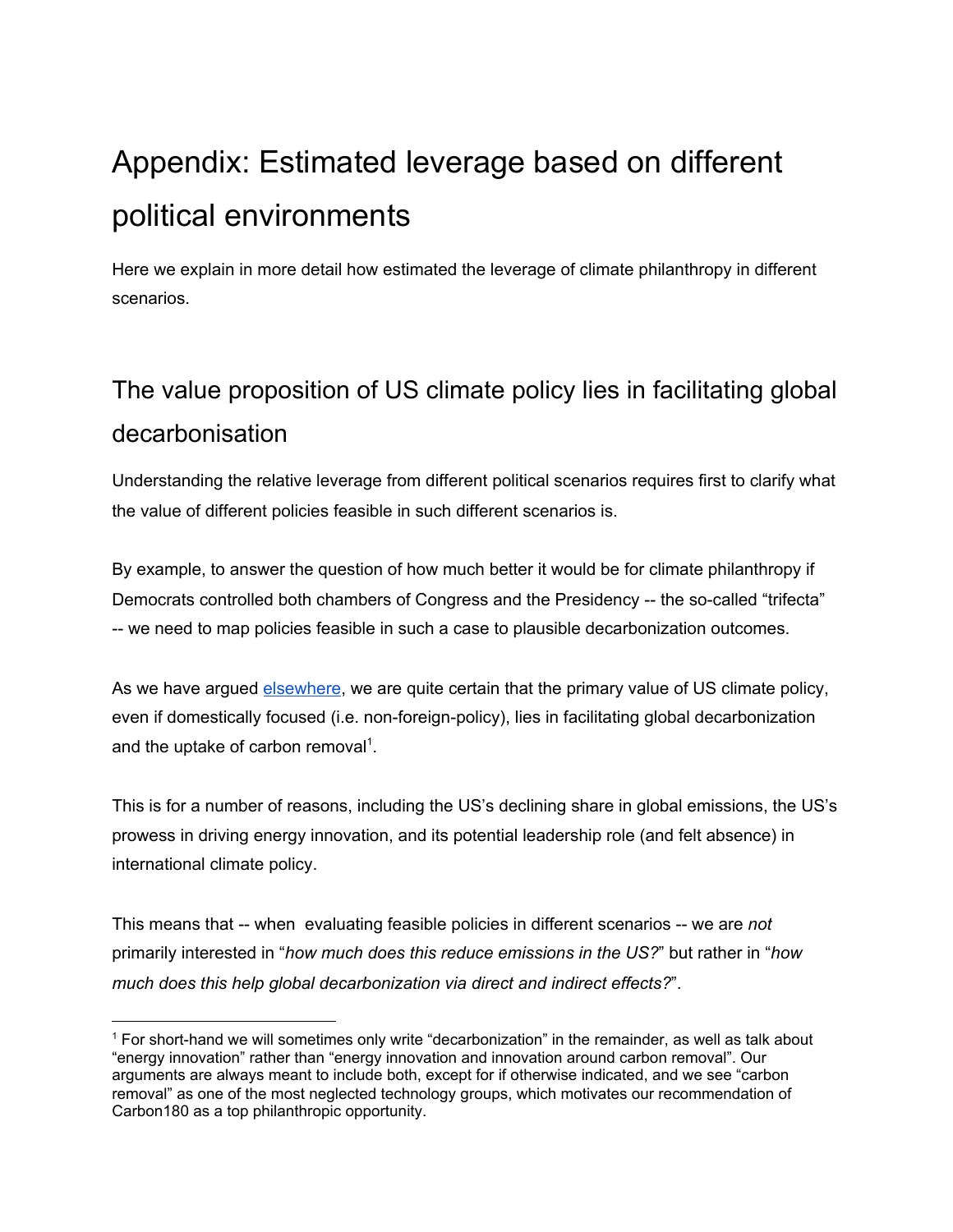# Appendix: Estimated leverage based on different political environments

Here we explain in more detail how estimated the leverage of climate philanthropy in different scenarios.

## The value proposition of US climate policy lies in facilitating global decarbonisation

Understanding the relative leverage from different political scenarios requires first to clarify what the value of different policies feasible in such different scenarios is.

By example, to answer the question of how much better it would be for climate philanthropy if Democrats controlled both chambers of Congress and the Presidency -- the so-called "trifecta" -- we need to map policies feasible in such a case to plausible decarbonization outcomes.

As we have argued elsewhere, we are quite certain that the primary value of US climate policy, even if domestically focused (i.e. non-foreign-policy), lies in facilitating global decarbonization and the uptake of carbon removal[1].

This is for a number of reasons, including the US's declining share in global emissions, the US's prowess in driving energy innovation, and its potential leadership role (and felt absence) in international climate policy.

This means that -- when evaluating feasible policies in different scenarios -- we are *not* primarily interested in "*how much does this reduce emissions in the US?*" but rather in "*how much does this help global decarbonization via direct and indirect effects?*".

[1] For short-hand we will sometimes only write "decarbonization" in the remainder, as well as talk about "energy innovation" rather than "energy innovation and innovation around carbon removal". Our arguments are always meant to include both, except for if otherwise indicated, and we see "carbon removal" as one of the most neglected technology groups, which motivates our recommendation of Carbon180 as a top philanthropic opportunity.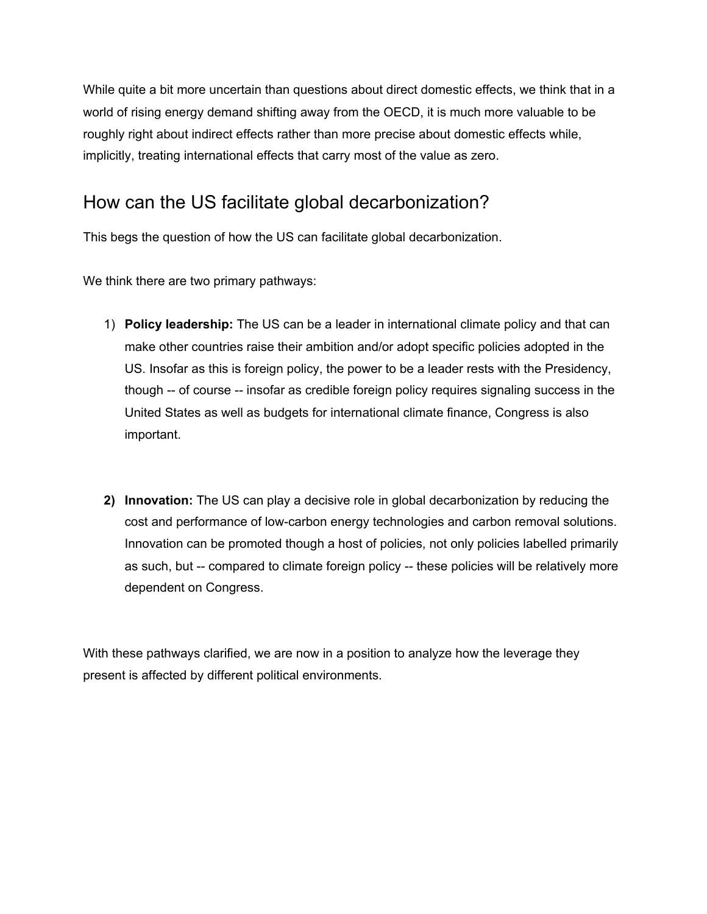While quite a bit more uncertain than questions about direct domestic effects, we think that in a world of rising energy demand shifting away from the OECD, it is much more valuable to be roughly right about indirect effects rather than more precise about domestic effects while, implicitly, treating international effects that carry most of the value as zero.

## How can the US facilitate global decarbonization?

This begs the question of how the US can facilitate global decarbonization.

We think there are two primary pathways:

1) **Policy leadership:** The US can be a leader in international climate policy and that can make other countries raise their ambition and/or adopt specific policies adopted in the US. Insofar as this is foreign policy, the power to be a leader rests with the Presidency, though -- of course -- insofar as credible foreign policy requires signaling success in the United States as well as budgets for international climate finance, Congress is also important.

2) **Innovation:** The US can play a decisive role in global decarbonization by reducing the cost and performance of low-carbon energy technologies and carbon removal solutions. Innovation can be promoted though a host of policies, not only policies labelled primarily as such, but -- compared to climate foreign policy -- these policies will be relatively more dependent on Congress.

With these pathways clarified, we are now in a position to analyze how the leverage they present is affected by different political environments.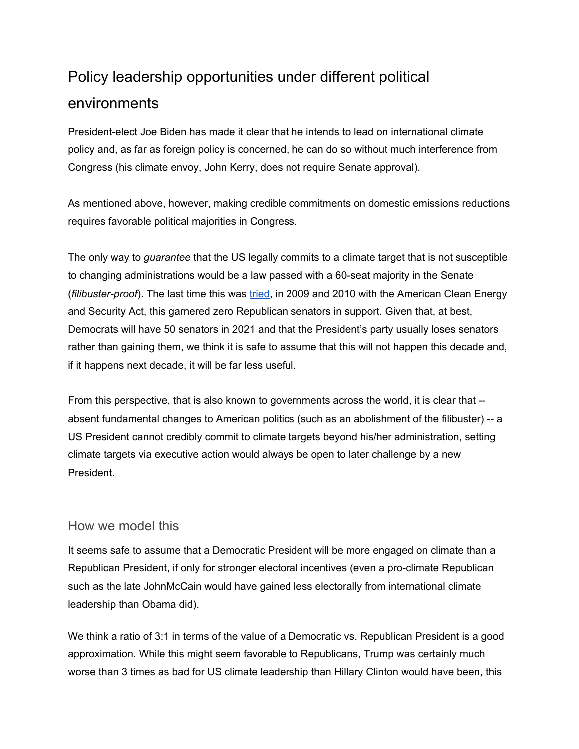## Policy leadership opportunities under different political environments

President-elect Joe Biden has made it clear that he intends to lead on international climate policy and, as far as foreign policy is concerned, he can do so without much interference from Congress (his climate envoy, John Kerry, does not require Senate approval).

As mentioned above, however, making credible commitments on domestic emissions reductions requires favorable political majorities in Congress.

The only way to *guarantee* that the US legally commits to a climate target that is not susceptible to changing administrations would be a law passed with a 60-seat majority in the Senate (*filibuster-proof*). The last time this was tried, in 2009 and 2010 with the American Clean Energy and Security Act, this garnered zero Republican senators in support. Given that, at best, Democrats will have 50 senators in 2021 and that the President's party usually loses senators rather than gaining them, we think it is safe to assume that this will not happen this decade and, if it happens next decade, it will be far less useful.

From this perspective, that is also known to governments across the world, it is clear that -- absent fundamental changes to American politics (such as an abolishment of the filibuster) -- a US President cannot credibly commit to climate targets beyond his/her administration, setting climate targets via executive action would always be open to later challenge by a new President.

### How we model this

It seems safe to assume that a Democratic President will be more engaged on climate than a Republican President, if only for stronger electoral incentives (even a pro-climate Republican such as the late JohnMcCain would have gained less electorally from international climate leadership than Obama did).

We think a ratio of 3:1 in terms of the value of a Democratic vs. Republican President is a good approximation. While this might seem favorable to Republicans, Trump was certainly much worse than 3 times as bad for US climate leadership than Hillary Clinton would have been, this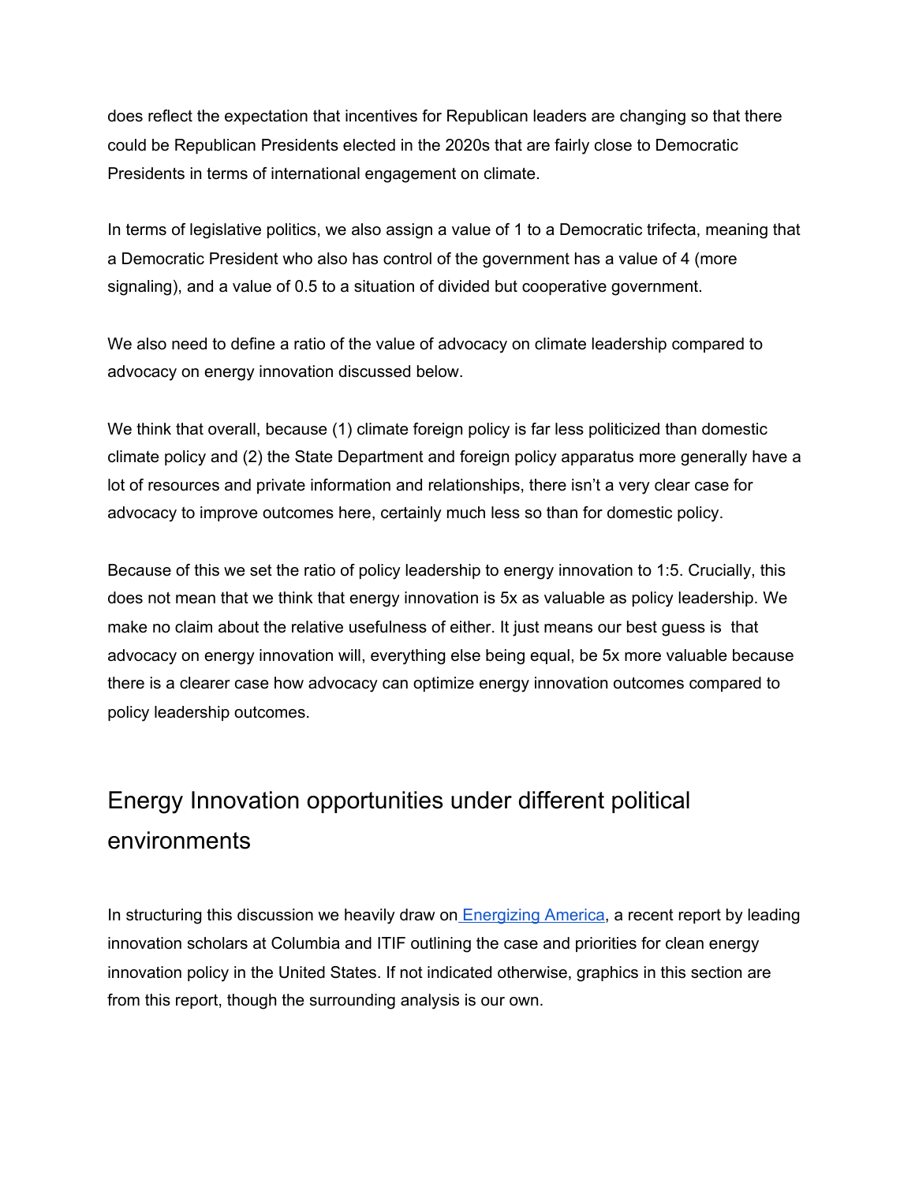does reflect the expectation that incentives for Republican leaders are changing so that there could be Republican Presidents elected in the 2020s that are fairly close to Democratic Presidents in terms of international engagement on climate.

In terms of legislative politics, we also assign a value of 1 to a Democratic trifecta, meaning that a Democratic President who also has control of the government has a value of 4 (more signaling), and a value of 0.5 to a situation of divided but cooperative government.

We also need to define a ratio of the value of advocacy on climate leadership compared to advocacy on energy innovation discussed below.

We think that overall, because (1) climate foreign policy is far less politicized than domestic climate policy and (2) the State Department and foreign policy apparatus more generally have a lot of resources and private information and relationships, there isn't a very clear case for advocacy to improve outcomes here, certainly much less so than for domestic policy.

Because of this we set the ratio of policy leadership to energy innovation to 1:5. Crucially, this does not mean that we think that energy innovation is 5x as valuable as policy leadership. We make no claim about the relative usefulness of either. It just means our best guess is that advocacy on energy innovation will, everything else being equal, be 5x more valuable because there is a clearer case how advocacy can optimize energy innovation outcomes compared to policy leadership outcomes.

## Energy Innovation opportunities under different political environments

In structuring this discussion we heavily draw on [Energizing America](), a recent report by leading innovation scholars at Columbia and ITIF outlining the case and priorities for clean energy innovation policy in the United States. If not indicated otherwise, graphics in this section are from this report, though the surrounding analysis is our own.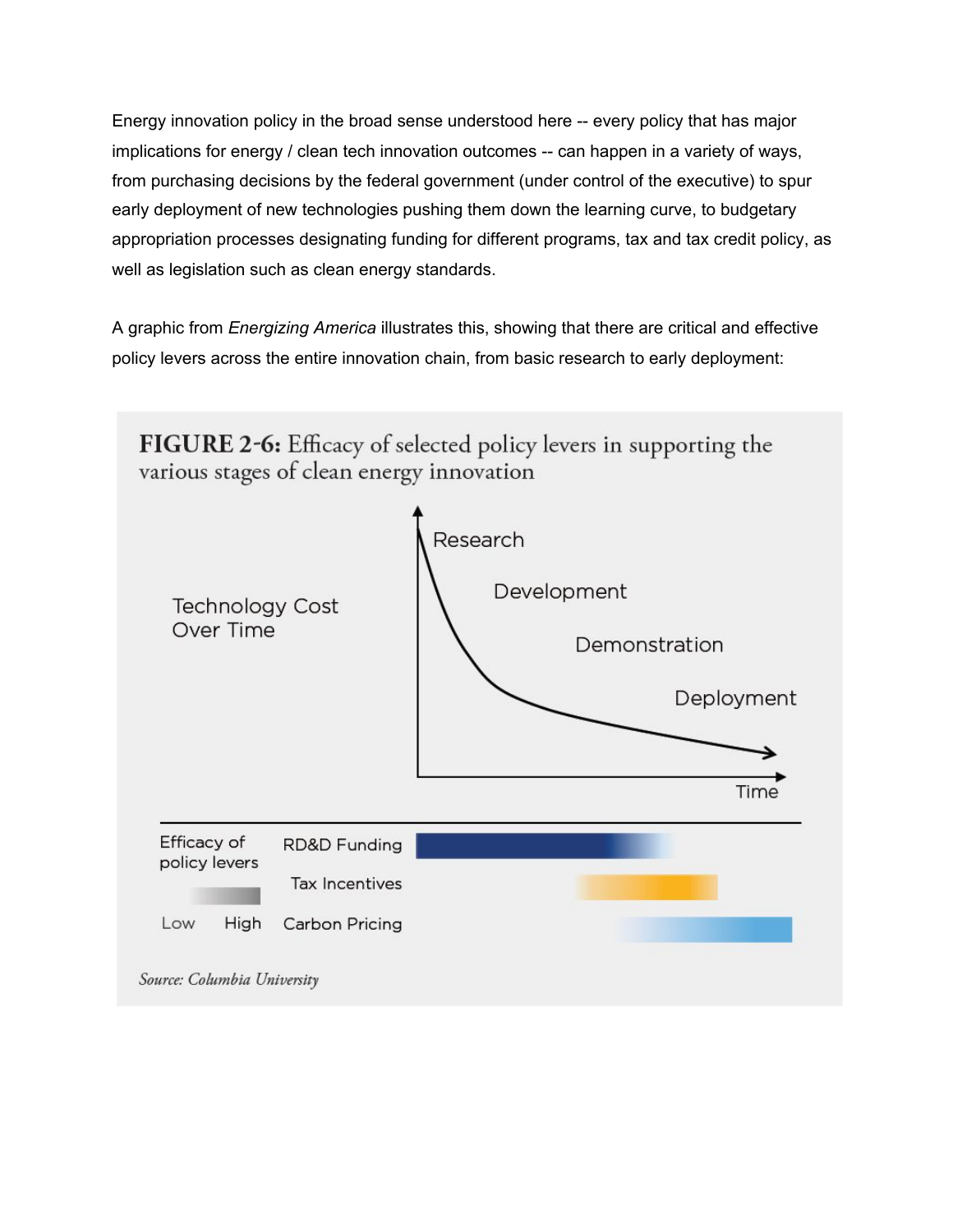Energy innovation policy in the broad sense understood here -- every policy that has major implications for energy / clean tech innovation outcomes -- can happen in a variety of ways, from purchasing decisions by the federal government (under control of the executive) to spur early deployment of new technologies pushing them down the learning curve, to budgetary appropriation processes designating funding for different programs, tax and tax credit policy, as well as legislation such as clean energy standards.

A graphic from *Energizing America* illustrates this, showing that there are critical and effective policy levers across the entire innovation chain, from basic research to early deployment:

**FIGURE 2-6:** Efficacy of selected policy levers in supporting the various stages of clean energy innovation

Technology Cost Over Time

Research

Development

Demonstration

Deployment

Time

Efficacy of policy levers

Low High

RD&D Funding

Tax Incentives

Carbon Pricing

*Source: Columbia University*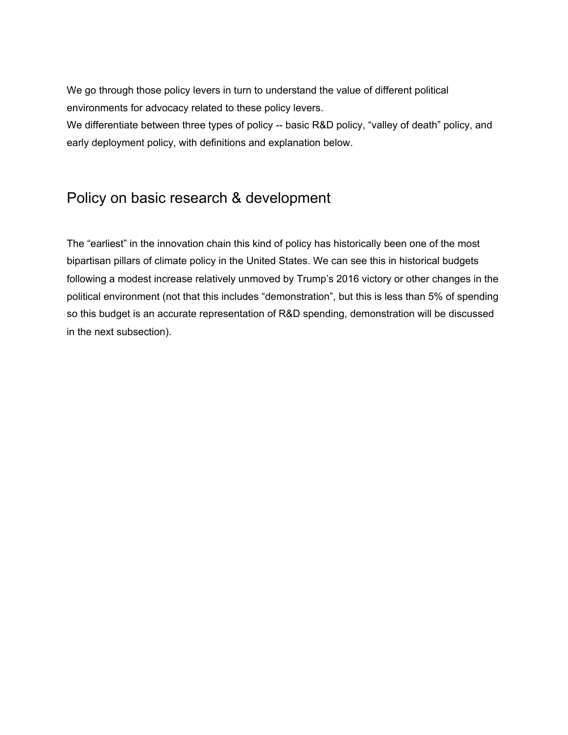We go through those policy levers in turn to understand the value of different political environments for advocacy related to these policy levers.
We differentiate between three types of policy -- basic R&D policy, “valley of death” policy, and early deployment policy, with definitions and explanation below.

## Policy on basic research & development

The “earliest” in the innovation chain this kind of policy has historically been one of the most bipartisan pillars of climate policy in the United States. We can see this in historical budgets following a modest increase relatively unmoved by Trump’s 2016 victory or other changes in the political environment (not that this includes “demonstration”, but this is less than 5% of spending so this budget is an accurate representation of R&D spending, demonstration will be discussed in the next subsection).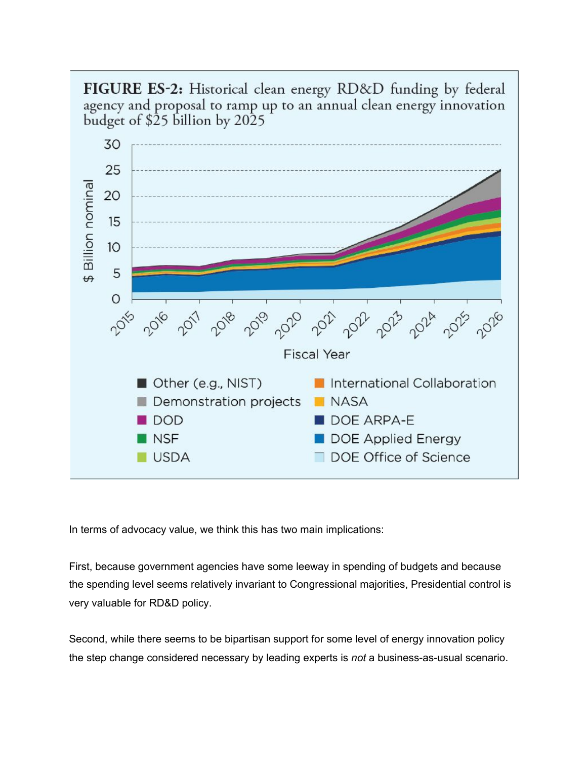**FIGURE ES-2:** Historical clean energy RD&D funding by federal agency and proposal to ramp up to an annual clean energy innovation budget of $25 billion by 2025

In terms of advocacy value, we think this has two main implications:

First, because government agencies have some leeway in spending of budgets and because the spending level seems relatively invariant to Congressional majorities, Presidential control is very valuable for RD&D policy.

Second, while there seems to be bipartisan support for some level of energy innovation policy the step change considered necessary by leading experts is *not* a business-as-usual scenario.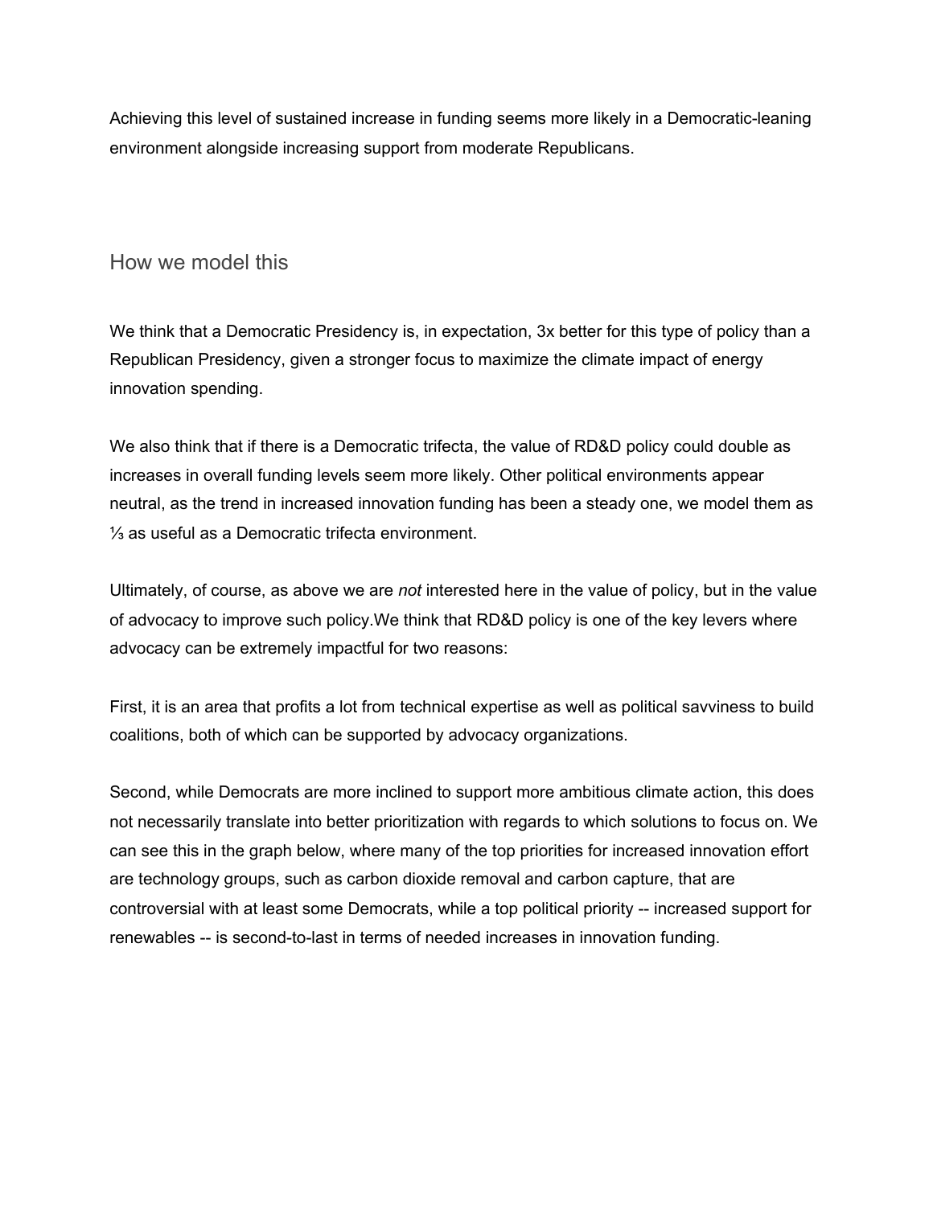Achieving this level of sustained increase in funding seems more likely in a Democratic-leaning environment alongside increasing support from moderate Republicans.

## How we model this

We think that a Democratic Presidency is, in expectation, 3x better for this type of policy than a Republican Presidency, given a stronger focus to maximize the climate impact of energy innovation spending.

We also think that if there is a Democratic trifecta, the value of RD&D policy could double as increases in overall funding levels seem more likely. Other political environments appear neutral, as the trend in increased innovation funding has been a steady one, we model them as ⅓ as useful as a Democratic trifecta environment.

Ultimately, of course, as above we are *not* interested here in the value of policy, but in the value of advocacy to improve such policy.We think that RD&D policy is one of the key levers where advocacy can be extremely impactful for two reasons:

First, it is an area that profits a lot from technical expertise as well as political savviness to build coalitions, both of which can be supported by advocacy organizations.

Second, while Democrats are more inclined to support more ambitious climate action, this does not necessarily translate into better prioritization with regards to which solutions to focus on. We can see this in the graph below, where many of the top priorities for increased innovation effort are technology groups, such as carbon dioxide removal and carbon capture, that are controversial with at least some Democrats, while a top political priority -- increased support for renewables -- is second-to-last in terms of needed increases in innovation funding.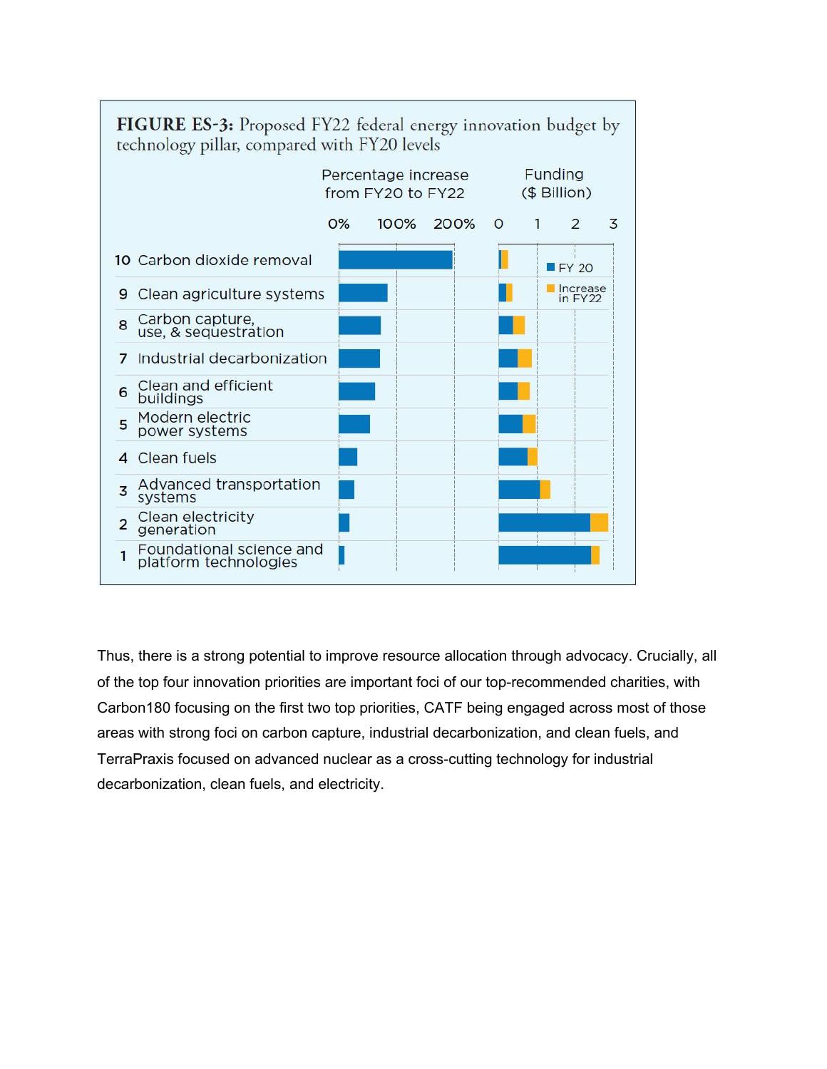**FIGURE ES-3:** Proposed FY22 federal energy innovation budget by technology pillar, compared with FY20 levels

| # | Technology pillar |
|---|---|
| 10 | Carbon dioxide removal |
| 9 | Clean agriculture systems |
| 8 | Carbon capture, use, & sequestration |
| 7 | Industrial decarbonization |
| 6 | Clean and efficient buildings |
| 5 | Modern electric power systems |
| 4 | Clean fuels |
| 3 | Advanced transportation systems |
| 2 | Clean electricity generation |
| 1 | Foundational science and platform technologies |

Percentage increase from FY20 to FY22 (0%, 100%, 200%); Funding ($ Billion) (0, 1, 2, 3); FY 20; Increase in FY22

Thus, there is a strong potential to improve resource allocation through advocacy. Crucially, all of the top four innovation priorities are important foci of our top-recommended charities, with Carbon180 focusing on the first two top priorities, CATF being engaged across most of those areas with strong foci on carbon capture, industrial decarbonization, and clean fuels, and TerraPraxis focused on advanced nuclear as a cross-cutting technology for industrial decarbonization, clean fuels, and electricity.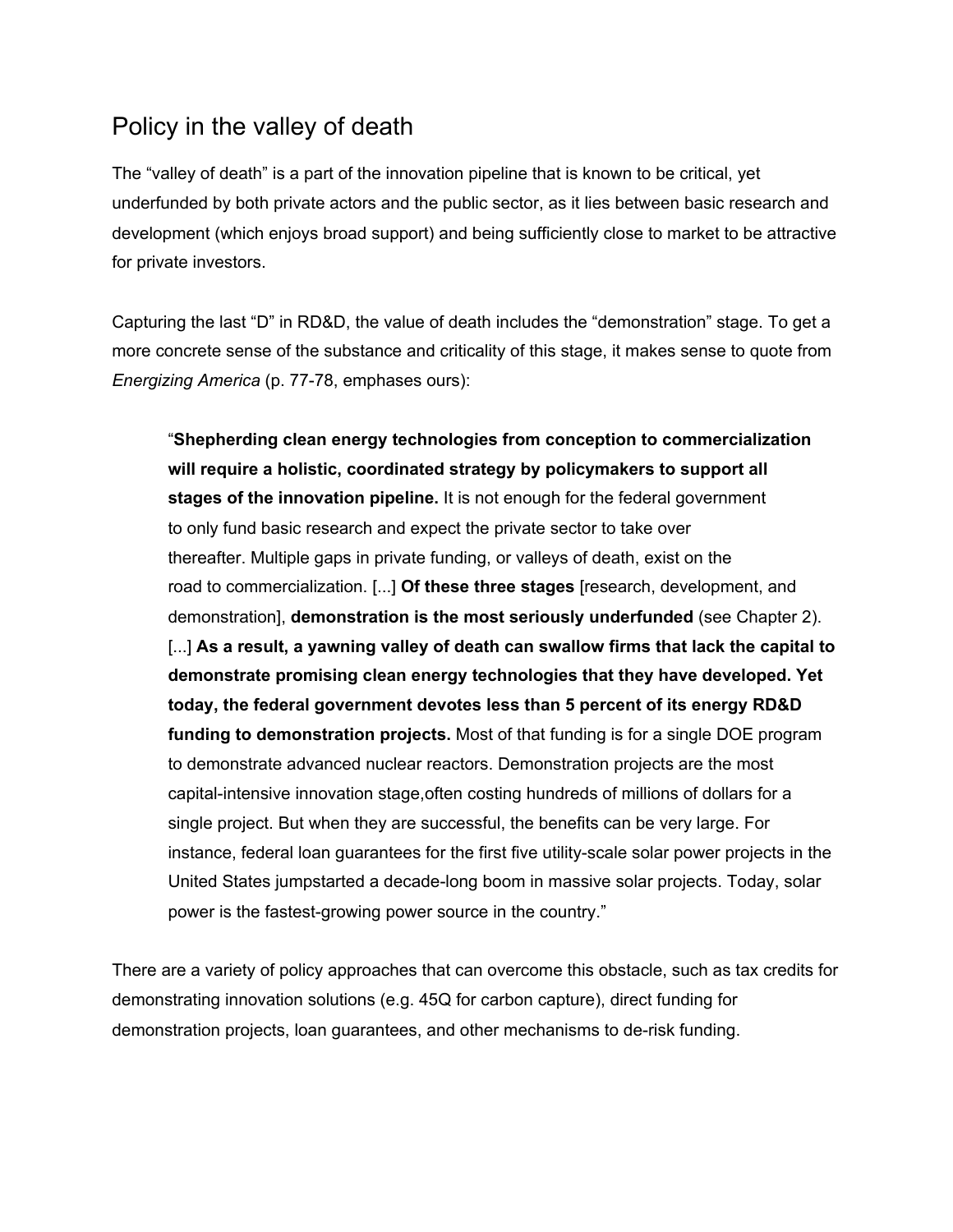## Policy in the valley of death

The "valley of death" is a part of the innovation pipeline that is known to be critical, yet underfunded by both private actors and the public sector, as it lies between basic research and development (which enjoys broad support) and being sufficiently close to market to be attractive for private investors.

Capturing the last "D" in RD&D, the value of death includes the "demonstration" stage. To get a more concrete sense of the substance and criticality of this stage, it makes sense to quote from *Energizing America* (p. 77-78, emphases ours):

> "**Shepherding clean energy technologies from conception to commercialization will require a holistic, coordinated strategy by policymakers to support all stages of the innovation pipeline.** It is not enough for the federal government to only fund basic research and expect the private sector to take over thereafter. Multiple gaps in private funding, or valleys of death, exist on the road to commercialization. [...] **Of these three stages** [research, development, and demonstration], **demonstration is the most seriously underfunded** (see Chapter 2). [...] **As a result, a yawning valley of death can swallow firms that lack the capital to demonstrate promising clean energy technologies that they have developed. Yet today, the federal government devotes less than 5 percent of its energy RD&D funding to demonstration projects.** Most of that funding is for a single DOE program to demonstrate advanced nuclear reactors. Demonstration projects are the most capital-intensive innovation stage,often costing hundreds of millions of dollars for a single project. But when they are successful, the benefits can be very large. For instance, federal loan guarantees for the first five utility-scale solar power projects in the United States jumpstarted a decade-long boom in massive solar projects. Today, solar power is the fastest-growing power source in the country."

There are a variety of policy approaches that can overcome this obstacle, such as tax credits for demonstrating innovation solutions (e.g. 45Q for carbon capture), direct funding for demonstration projects, loan guarantees, and other mechanisms to de-risk funding.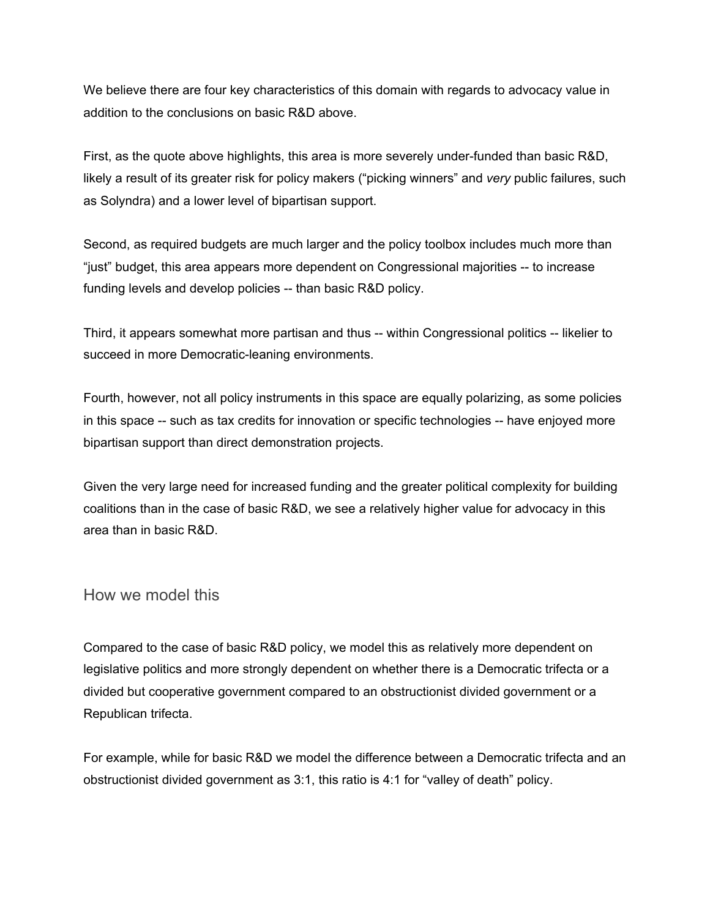We believe there are four key characteristics of this domain with regards to advocacy value in addition to the conclusions on basic R&D above.

First, as the quote above highlights, this area is more severely under-funded than basic R&D, likely a result of its greater risk for policy makers ("picking winners" and *very* public failures, such as Solyndra) and a lower level of bipartisan support.

Second, as required budgets are much larger and the policy toolbox includes much more than "just" budget, this area appears more dependent on Congressional majorities -- to increase funding levels and develop policies -- than basic R&D policy.

Third, it appears somewhat more partisan and thus -- within Congressional politics -- likelier to succeed in more Democratic-leaning environments.

Fourth, however, not all policy instruments in this space are equally polarizing, as some policies in this space -- such as tax credits for innovation or specific technologies -- have enjoyed more bipartisan support than direct demonstration projects.

Given the very large need for increased funding and the greater political complexity for building coalitions than in the case of basic R&D, we see a relatively higher value for advocacy in this area than in basic R&D.

## How we model this

Compared to the case of basic R&D policy, we model this as relatively more dependent on legislative politics and more strongly dependent on whether there is a Democratic trifecta or a divided but cooperative government compared to an obstructionist divided government or a Republican trifecta.

For example, while for basic R&D we model the difference between a Democratic trifecta and an obstructionist divided government as 3:1, this ratio is 4:1 for "valley of death" policy.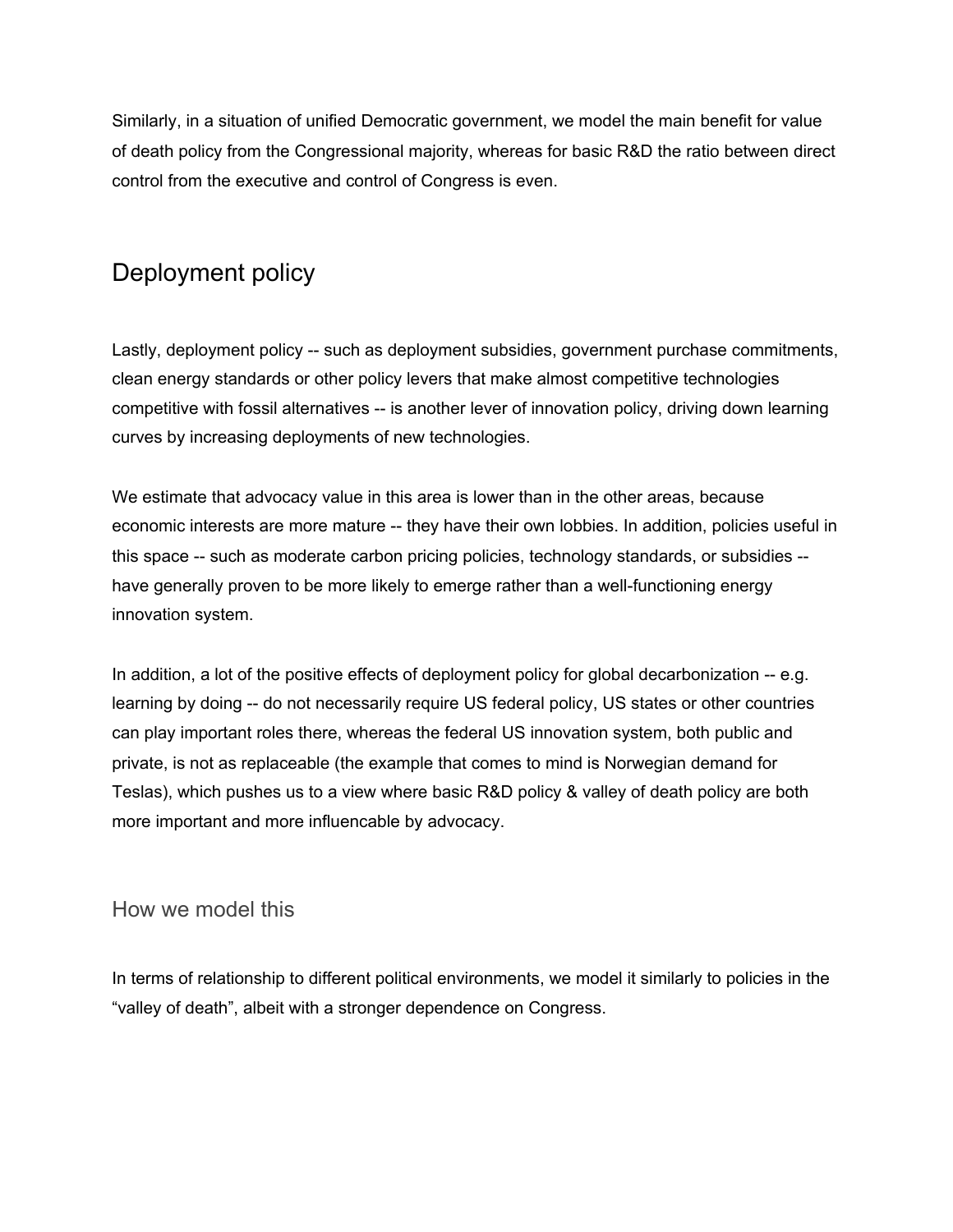Similarly, in a situation of unified Democratic government, we model the main benefit for value of death policy from the Congressional majority, whereas for basic R&D the ratio between direct control from the executive and control of Congress is even.

## Deployment policy

Lastly, deployment policy -- such as deployment subsidies, government purchase commitments, clean energy standards or other policy levers that make almost competitive technologies competitive with fossil alternatives -- is another lever of innovation policy, driving down learning curves by increasing deployments of new technologies.

We estimate that advocacy value in this area is lower than in the other areas, because economic interests are more mature -- they have their own lobbies. In addition, policies useful in this space -- such as moderate carbon pricing policies, technology standards, or subsidies -- have generally proven to be more likely to emerge rather than a well-functioning energy innovation system.

In addition, a lot of the positive effects of deployment policy for global decarbonization -- e.g. learning by doing -- do not necessarily require US federal policy, US states or other countries can play important roles there, whereas the federal US innovation system, both public and private, is not as replaceable (the example that comes to mind is Norwegian demand for Teslas), which pushes us to a view where basic R&D policy & valley of death policy are both more important and more influencable by advocacy.

### How we model this

In terms of relationship to different political environments, we model it similarly to policies in the "valley of death", albeit with a stronger dependence on Congress.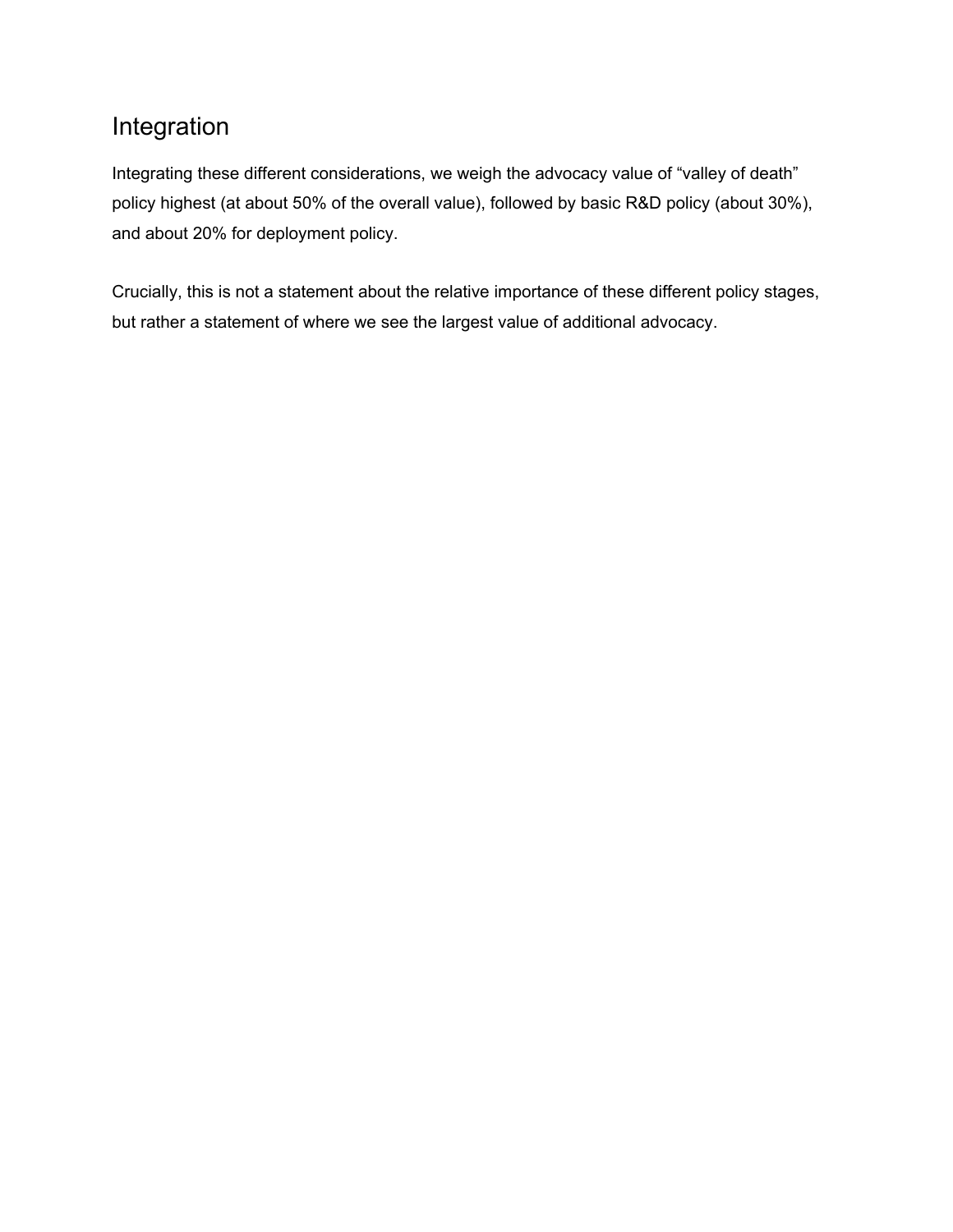## Integration

Integrating these different considerations, we weigh the advocacy value of “valley of death” policy highest (at about 50% of the overall value), followed by basic R&D policy (about 30%), and about 20% for deployment policy.

Crucially, this is not a statement about the relative importance of these different policy stages, but rather a statement of where we see the largest value of additional advocacy.